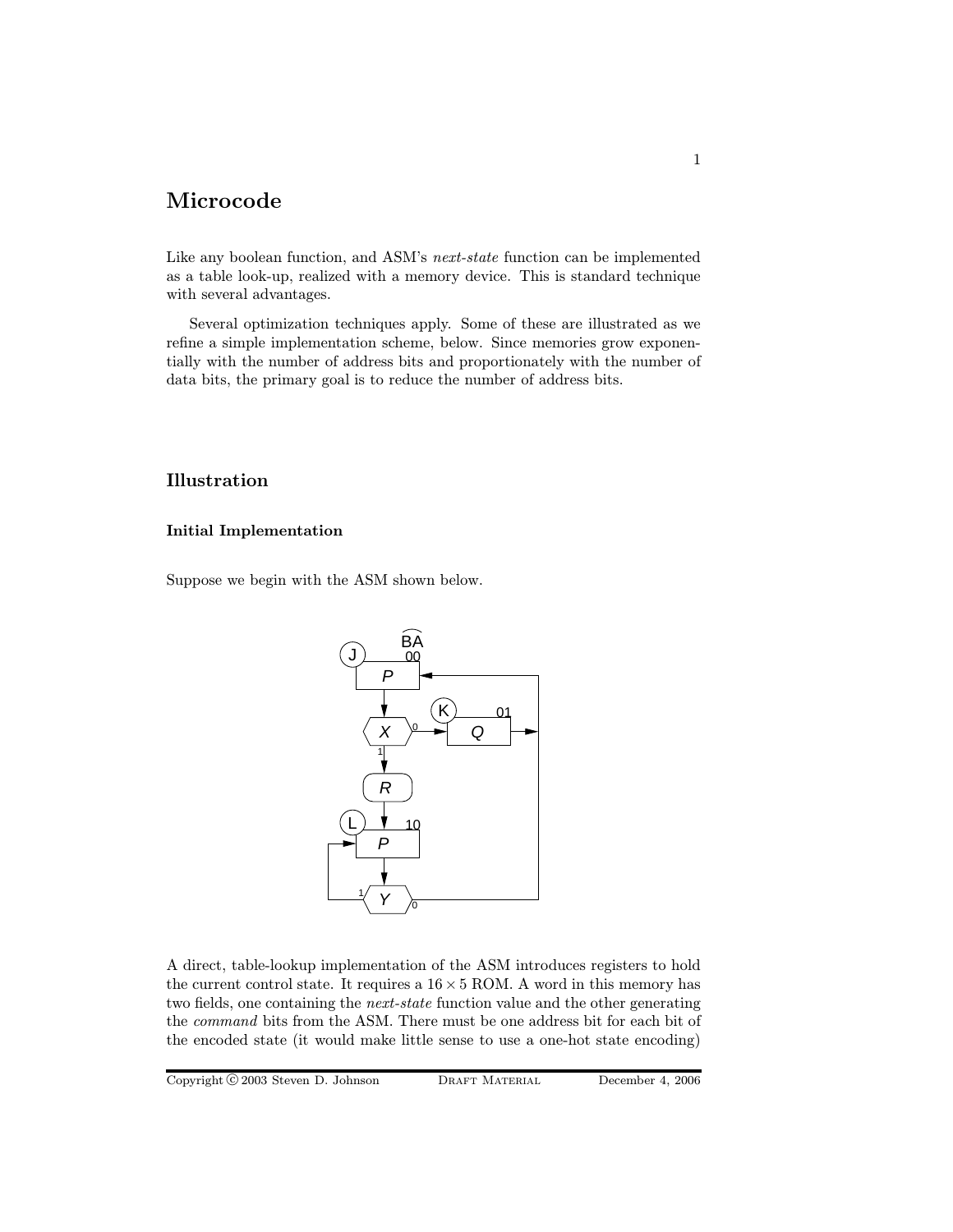# Microcode

Like any boolean function, and ASM's *next-state* function can be implemented as a table look-up, realized with a memory device. This is standard technique with several advantages.

Several optimization techniques apply. Some of these are illustrated as we refine a simple implementation scheme, below. Since memories grow exponentially with the number of address bits and proportionately with the number of data bits, the primary goal is to reduce the number of address bits.

## Illustration

### Initial Implementation

Suppose we begin with the ASM shown below.

A direct, table-lookup implementation of the ASM introduces registers to hold the current control state. It requires a $16 \times 5$ ROM. A word in this memory has two fields, one containing the *next-state* function value and the other generating the *command* bits from the ASM. There must be one address bit for each bit of the encoded state (it would make little sense to use a one-hot state encoding)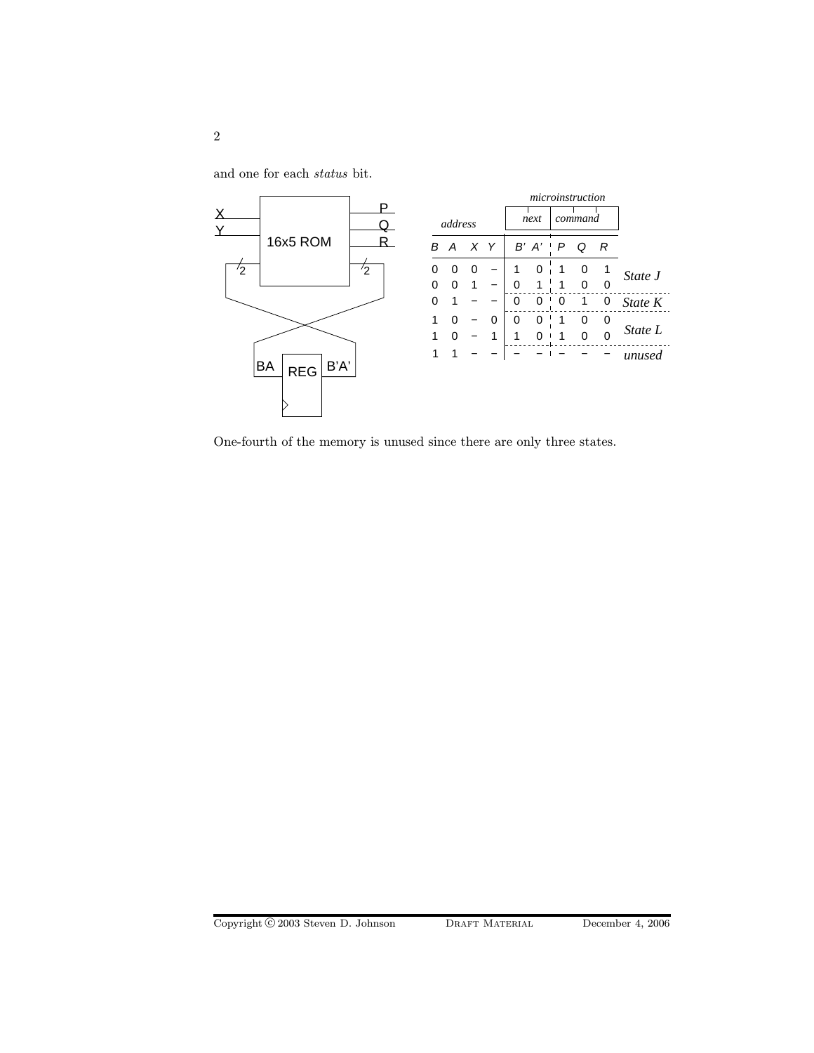and one for each *status* bit.

| *address* | | | | *next* | | *command* | | | |
|---|---|---|---|---|---|---|---|---|---|
| B | A | X | Y | B' | A' | P | Q | R | |
| 0 | 0 | 0 | – | 1 | 0 | 1 | 0 | 1 | *State J* |
| 0 | 0 | 1 | – | 0 | 1 | 1 | 0 | 0 | |
| 0 | 1 | – | – | 0 | 0 | 0 | 1 | 0 | *State K* |
| 1 | 0 | – | 0 | 0 | 0 | 1 | 0 | 0 | *State L* |
| 1 | 0 | – | 1 | 1 | 0 | 1 | 0 | 0 | |
| 1 | 1 | – | – | – | – | – | – | – | *unused* |

One-fourth of the memory is unused since there are only three states.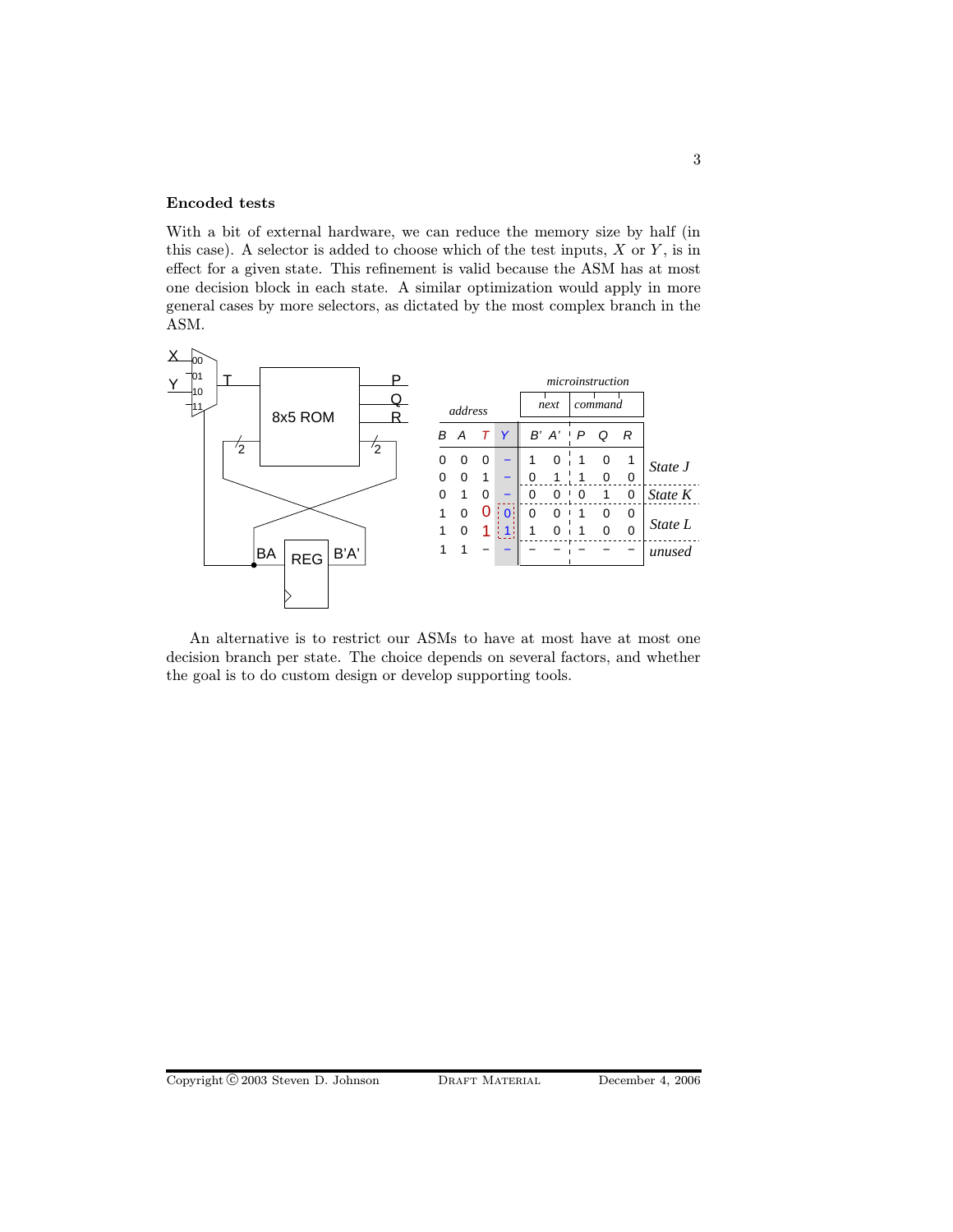### Encoded tests

With a bit of external hardware, we can reduce the memory size by half (in this case). A selector is added to choose which of the test inputs, $X$ or $Y$, is in effect for a given state. This refinement is valid because the ASM has at most one decision block in each state. A similar optimization would apply in more general cases by more selectors, as dictated by the most complex branch in the ASM.

| B | A | T | Y | B' | A' | P | Q | R | |
|---|---|---|---|---|---|---|---|---|---|
| 0 | 0 | 0 | – | 1 | 0 | 1 | 0 | 1 | *State J* |
| 0 | 0 | 1 | – | 0 | 1 | 1 | 0 | 0 | |
| 0 | 1 | 0 | – | 0 | 0 | 0 | 1 | 0 | *State K* |
| 1 | 0 | 0 | 0 | 0 | 0 | 1 | 0 | 0 | *State L* |
| 1 | 0 | 1 | 1 | 1 | 0 | 1 | 0 | 0 | |
| 1 | 1 | – | – | – | – | – | – | – | *unused* |

An alternative is to restrict our ASMs to have at most have at most one decision branch per state. The choice depends on several factors, and whether the goal is to do custom design or develop supporting tools.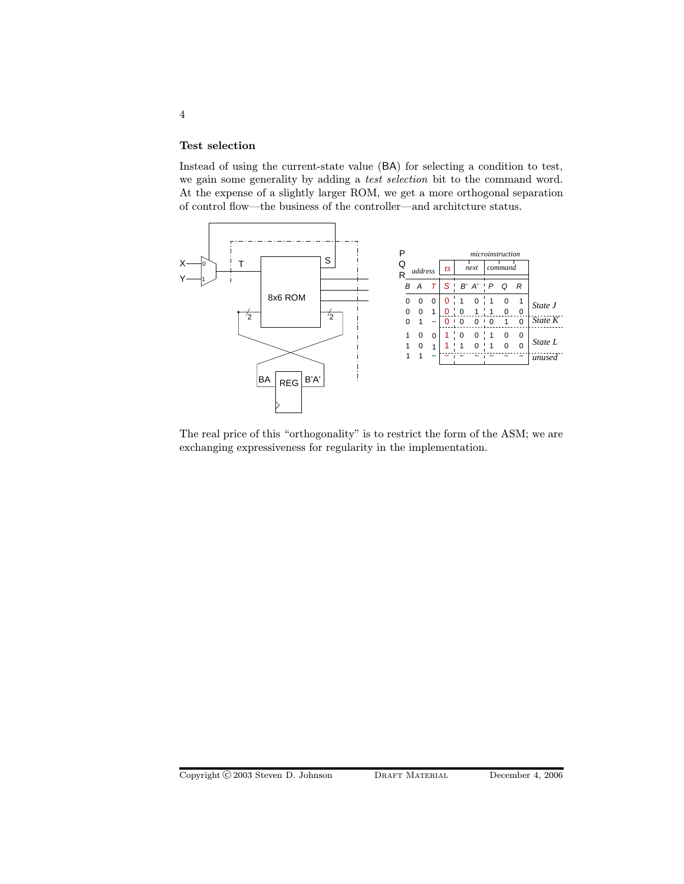### Test selection

Instead of using the current-state value (BA) for selecting a condition to test, we gain some generality by adding a *test selection* bit to the command word. At the expense of a slightly larger ROM, we get a more orthogonal separation of control flow—the business of the controller—and architcture status.

| address | | | *ts* | *next* | | *command* | | | |
|---|---|---|---|---|---|---|---|---|---|
| *B* | *A* | *T* | *S* | *B'* | *A'* | *P* | *Q* | *R* | |
| 0 | 0 | 0 | 0 | 1 | 0 | 1 | 0 | 1 | *State J* |
| 0 | 0 | 1 | 0 | 0 | 1 | 1 | 0 | 0 | *State J* |
| 0 | 1 | – | 0 | 0 | 0 | 0 | 1 | 0 | *State K* |
| 1 | 0 | 0 | 1 | 0 | 0 | 1 | 0 | 0 | *State L* |
| 1 | 0 | 1 | 1 | 1 | 0 | 1 | 0 | 0 | *State L* |
| 1 | 1 | – | – | – | – | – | – | – | *unused* |

The real price of this "orthogonality" is to restrict the form of the ASM; we are exchanging expressiveness for regularity in the implementation.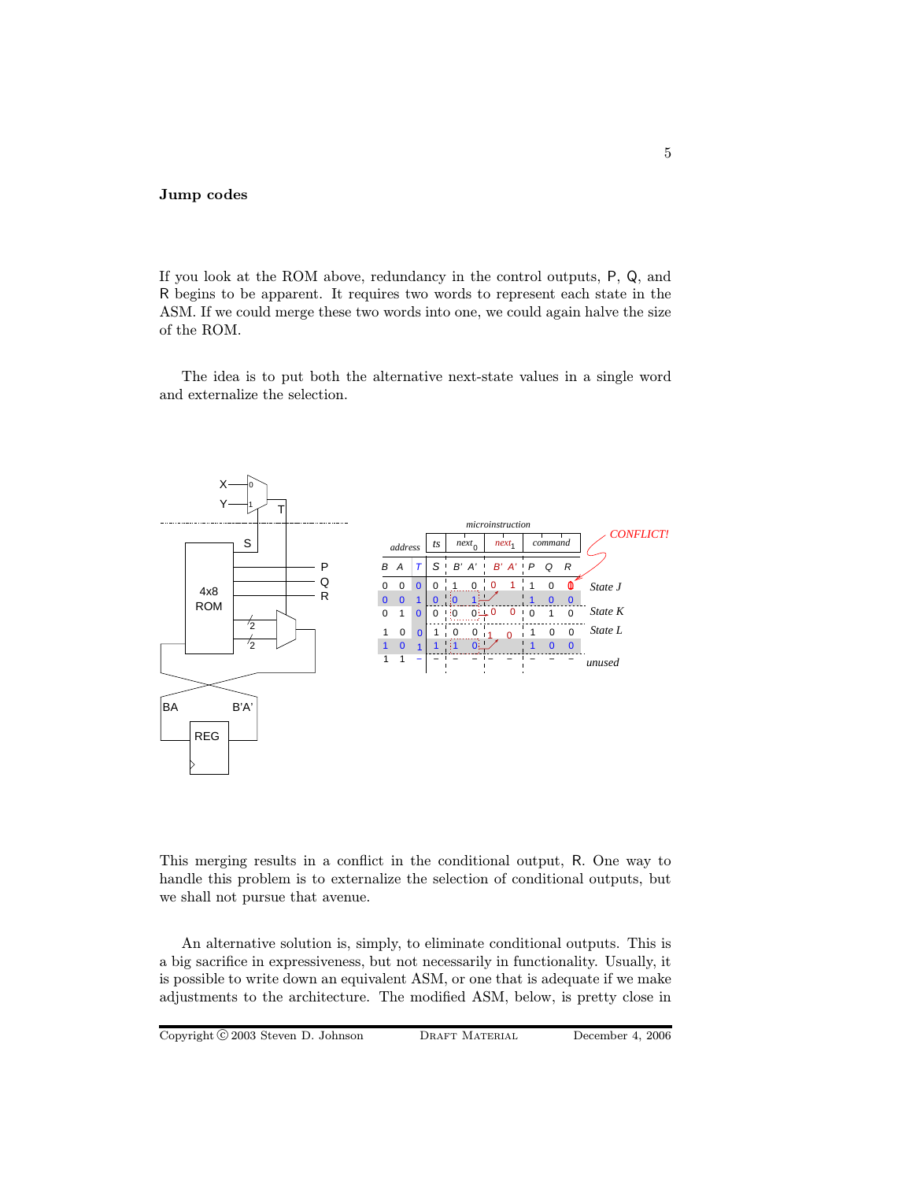## Jump codes

If you look at the ROM above, redundancy in the control outputs, P, Q, and R begins to be apparent. It requires two words to represent each state in the ASM. If we could merge these two words into one, we could again halve the size of the ROM.

The idea is to put both the alternative next-state values in a single word and externalize the selection.

| address | | | ts | $next_0$ | | $next_1$ | | command | | | |
|---|---|---|---|---|---|---|---|---|---|---|---|
| B | A | T | S | B' | A' | B' | A' | P | Q | R | |
| 0 | 0 | 0 | 0 | 1 | 0 | 0 | 1 | 1 | 0 | 0 | State J |
| 0 | 0 | 1 | 0 | 0 | 1 | | | 1 | 0 | 0 | |
| 0 | 1 | 0 | 0 | 0 | 0 | 0 | 0 | 0 | 1 | 0 | State K |
| 1 | 0 | 0 | 1 | 0 | 0 | 1 | 0 | 1 | 0 | 0 | State L |
| 1 | 0 | 1 | 1 | 1 | 0 | | | 1 | 0 | 0 | |
| 1 | 1 | – | – | – | – | – | – | – | – | – | unused |

CONFLICT!

This merging results in a conflict in the conditional output, R. One way to handle this problem is to externalize the selection of conditional outputs, but we shall not pursue that avenue.

An alternative solution is, simply, to eliminate conditional outputs. This is a big sacrifice in expressiveness, but not necessarily in functionality. Usually, it is possible to write down an equivalent ASM, or one that is adequate if we make adjustments to the architecture. The modified ASM, below, is pretty close in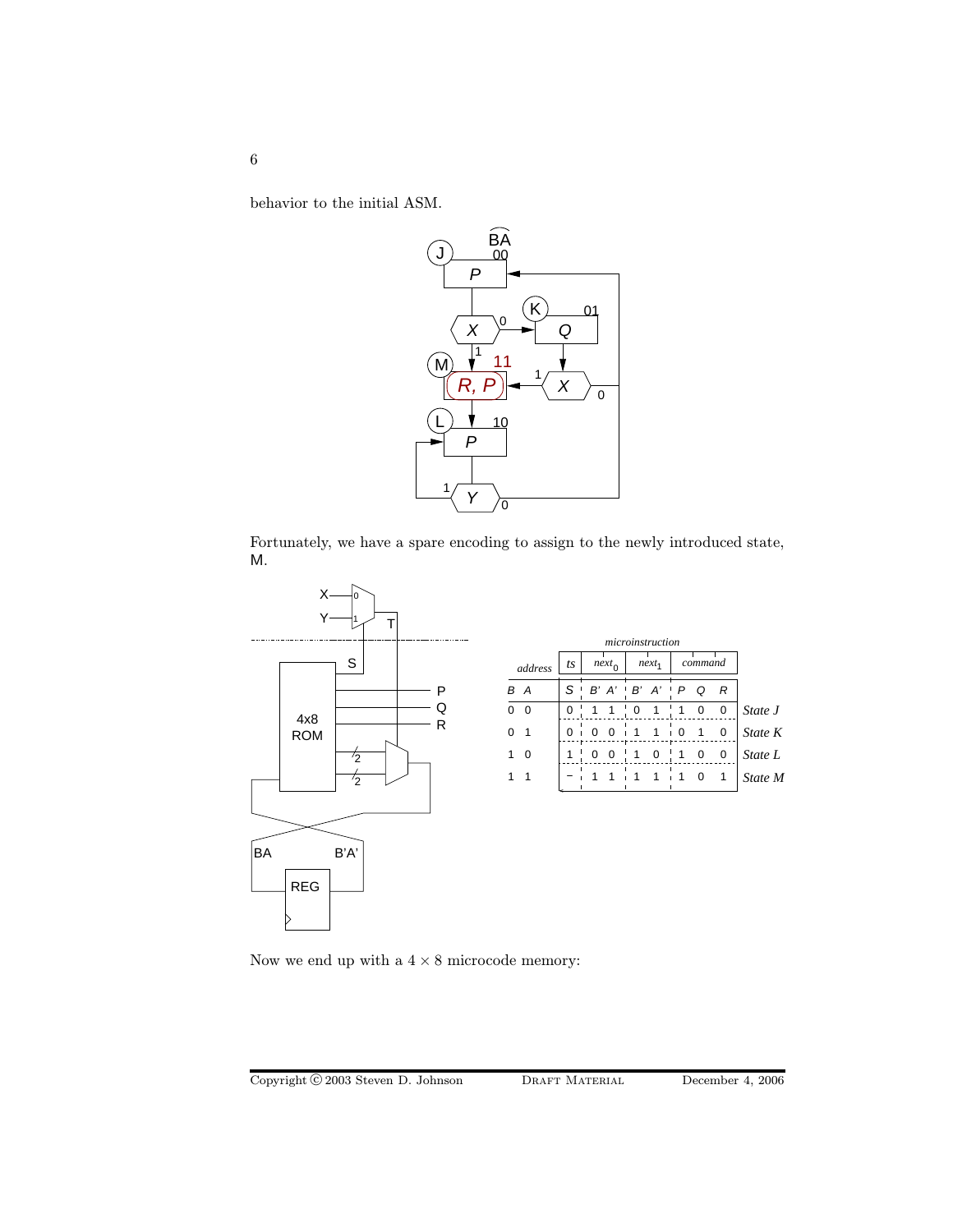behavior to the initial ASM.

Fortunately, we have a spare encoding to assign to the newly introduced state, M.

| address | | ts | $next_0$ | | $next_1$ | | command | | | |
|---|---|---|---|---|---|---|---|---|---|---|
| B | A | S | B' | A' | B' | A' | P | Q | R | |
| 0 | 0 | 0 | 1 | 1 | 0 | 1 | 1 | 0 | 0 | *State J* |
| 0 | 1 | 0 | 0 | 0 | 1 | 1 | 0 | 1 | 0 | *State K* |
| 1 | 0 | 1 | 0 | 0 | 1 | 0 | 1 | 0 | 0 | *State L* |
| 1 | 1 | – | 1 | 1 | 1 | 1 | 1 | 0 | 1 | *State M* |

Now we end up with a $4 \times 8$ microcode memory: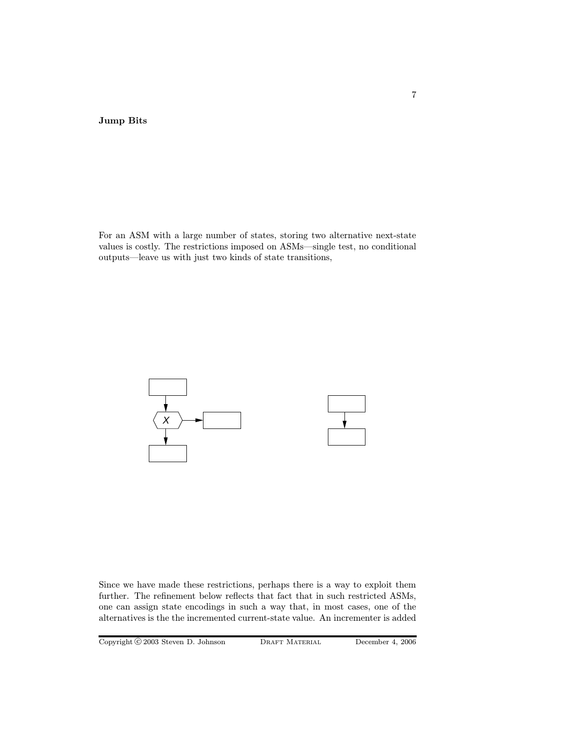**Jump Bits**

For an ASM with a large number of states, storing two alternative next-state values is costly. The restrictions imposed on ASMs—single test, no conditional outputs—leave us with just two kinds of state transitions,

Since we have made these restrictions, perhaps there is a way to exploit them further. The refinement below reflects that fact that in such restricted ASMs, one can assign state encodings in such a way that, in most cases, one of the alternatives is the the incremented current-state value. An incrementer is added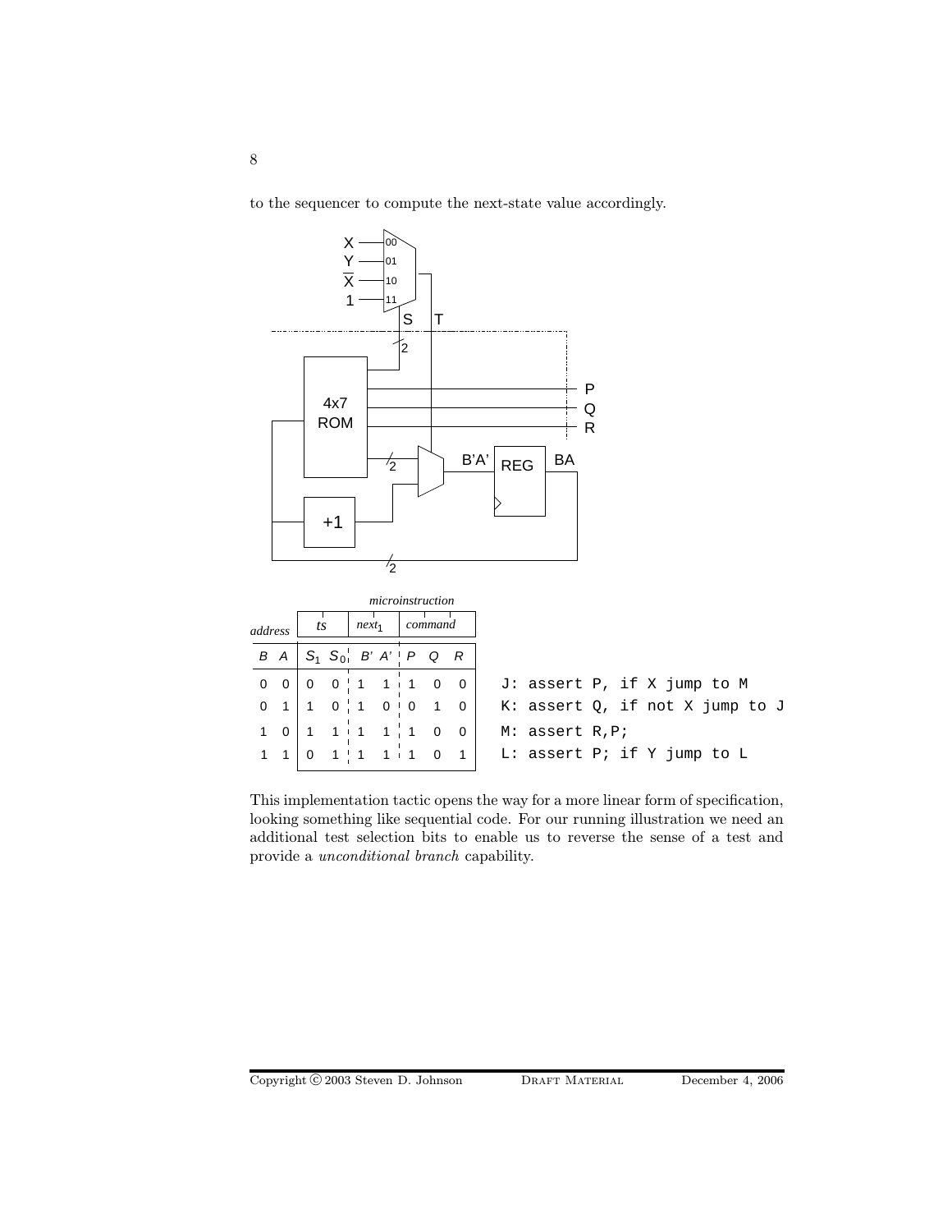to the sequencer to compute the next-state value accordingly.

| *address* | | *ts* | | *next*$_1$ | | *command* | | |
|---|---|---|---|---|---|---|---|---|
| B | A | $S_1$ | $S_0$ | B' | A' | P | Q | R |
| 0 | 0 | 0 | 0 | 1 | 1 | 1 | 0 | 0 |
| 0 | 1 | 1 | 0 | 1 | 0 | 0 | 1 | 0 |
| 1 | 0 | 1 | 1 | 1 | 1 | 1 | 0 | 0 |
| 1 | 1 | 0 | 1 | 1 | 1 | 1 | 0 | 1 |

```
J: assert P, if X jump to M
K: assert Q, if not X jump to J
M: assert R,P;
L: assert P; if Y jump to L
```

This implementation tactic opens the way for a more linear form of specification, looking something like sequential code. For our running illustration we need an additional test selection bits to enable us to reverse the sense of a test and provide a *unconditional branch* capability.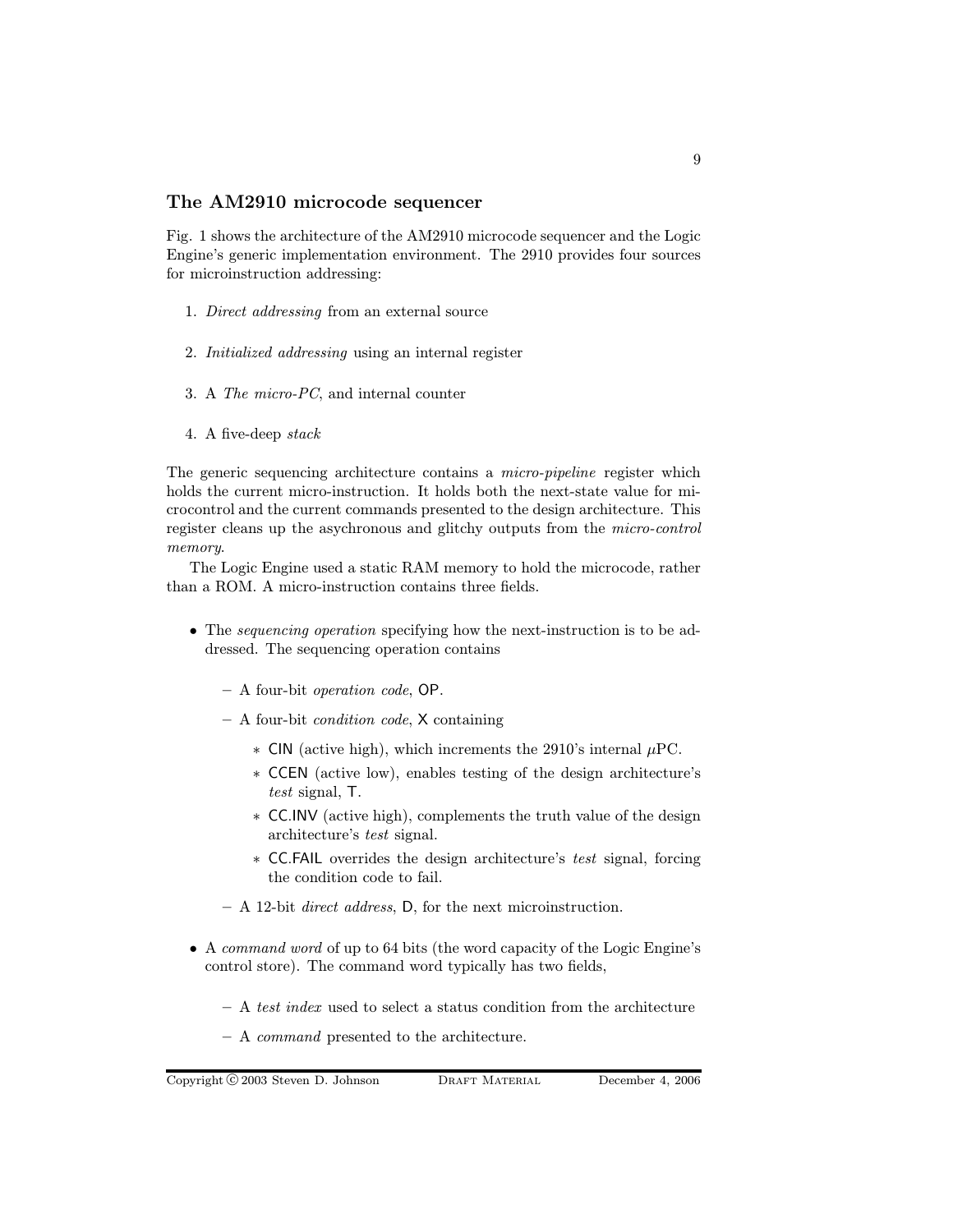## The AM2910 microcode sequencer

Fig. 1 shows the architecture of the AM2910 microcode sequencer and the Logic Engine's generic implementation environment. The 2910 provides four sources for microinstruction addressing:

1. *Direct addressing* from an external source
2. *Initialized addressing* using an internal register
3. A *The micro-PC*, and internal counter
4. A five-deep *stack*

The generic sequencing architecture contains a *micro-pipeline* register which holds the current micro-instruction. It holds both the next-state value for microcontrol and the current commands presented to the design architecture. This register cleans up the asychronous and glitchy outputs from the *micro-control memory*.

The Logic Engine used a static RAM memory to hold the microcode, rather than a ROM. A micro-instruction contains three fields.

- The *sequencing operation* specifying how the next-instruction is to be addressed. The sequencing operation contains
  - A four-bit *operation code*, OP.
  - A four-bit *condition code*, X containing
    - CIN (active high), which increments the 2910's internal $\mu$PC.
    - CCEN (active low), enables testing of the design architecture's *test* signal, T.
    - CC.INV (active high), complements the truth value of the design architecture's *test* signal.
    - CC.FAIL overrides the design architecture's *test* signal, forcing the condition code to fail.
  - A 12-bit *direct address*, D, for the next microinstruction.
- A *command word* of up to 64 bits (the word capacity of the Logic Engine's control store). The command word typically has two fields,
  - A *test index* used to select a status condition from the architecture
  - A *command* presented to the architecture.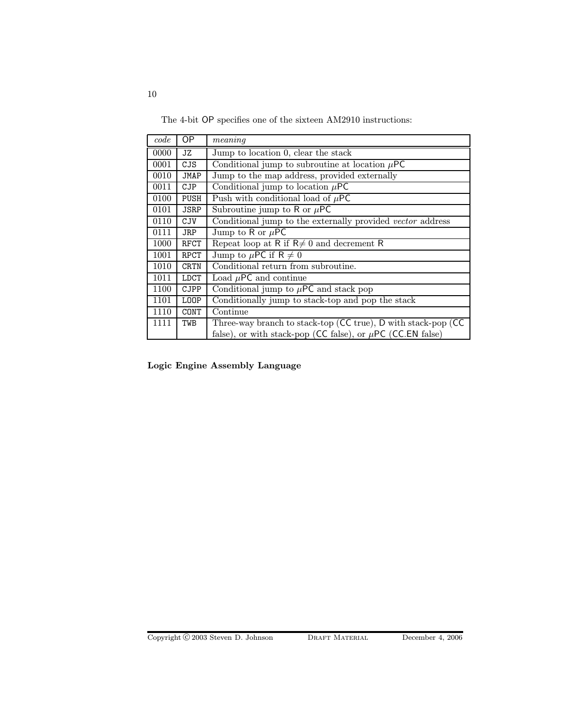The 4-bit OP specifies one of the sixteen AM2910 instructions:

| *code* | OP | *meaning* |
|---|---|---|
| 0000 | `JZ` | Jump to location 0, clear the stack |
| 0001 | `CJS` | Conditional jump to subroutine at location $\mu$PC |
| 0010 | `JMAP` | Jump to the map address, provided externally |
| 0011 | `CJP` | Conditional jump to location $\mu$PC |
| 0100 | `PUSH` | Push with conditional load of $\mu$PC |
| 0101 | `JSRP` | Subroutine jump to R or $\mu$PC |
| 0110 | `CJV` | Conditional jump to the externally provided *vector* address |
| 0111 | `JRP` | Jump to R or $\mu$PC |
| 1000 | `RFCT` | Repeat loop at R if R$\neq 0$ and decrement R |
| 1001 | `RPCT` | Jump to $\mu$PC if R $\neq 0$ |
| 1010 | `CRTN` | Conditional return from subroutine. |
| 1011 | `LDCT` | Load $\mu$PC and continue |
| 1100 | `CJPP` | Conditional jump to $\mu$PC and stack pop |
| 1101 | `LOOP` | Conditionally jump to stack-top and pop the stack |
| 1110 | `CONT` | Continue |
| 1111 | `TWB` | Three-way branch to stack-top (CC true), D with stack-pop (CC false), or with stack-pop (CC false), or $\mu$PC (CC.EN false) |

**Logic Engine Assembly Language**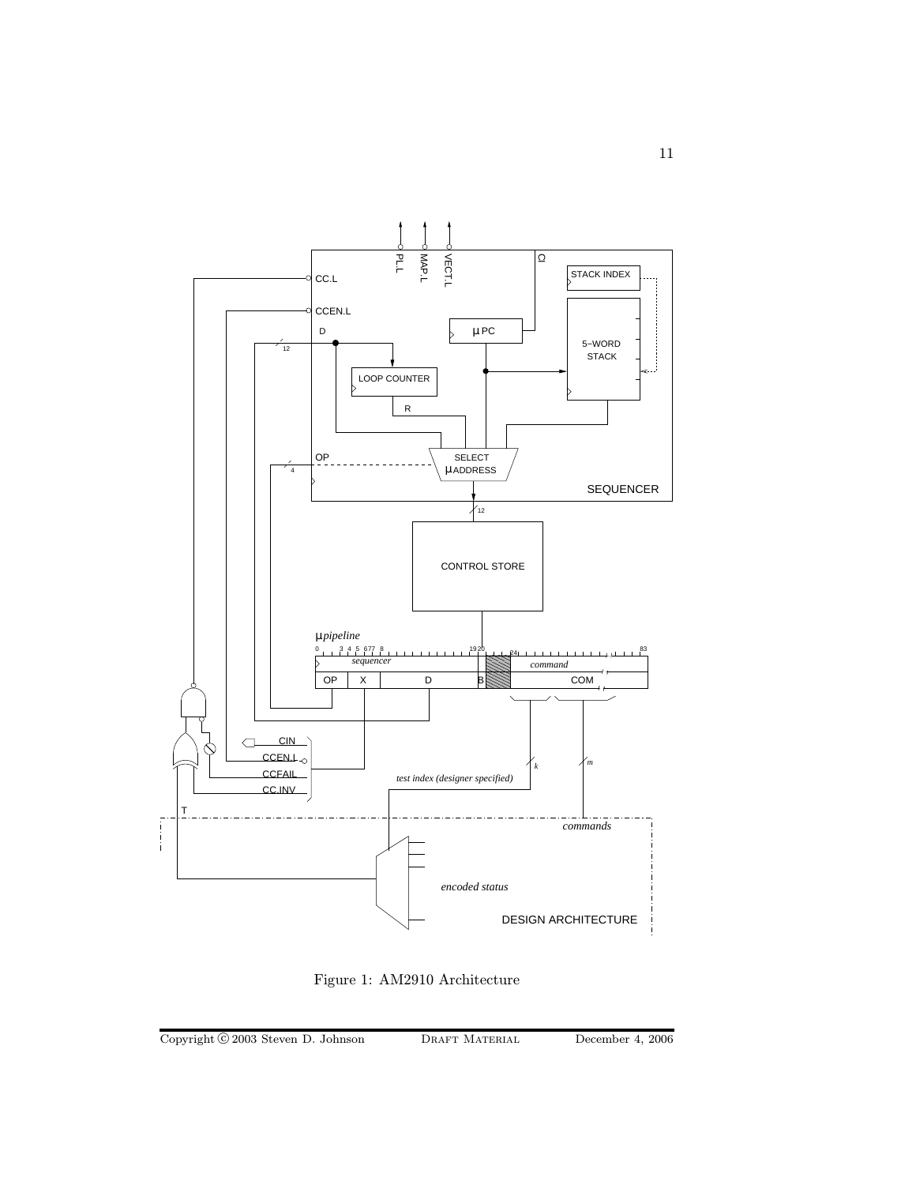SEQUENCER

CC.L

CCEN.L

D

12

OP

4

PL.L

MAP.L

VECT.L

CI

μPC

STACK INDEX

5−WORD STACK

LOOP COUNTER

R

SELECT μADDRESS

12

CONTROL STORE

μ*pipeline*

0 3 4 5 6 7 7 8 19 20 24 83

*sequencer*

*command*

OP X D B COM

CIN

CCEN.L

CCFAIL

CC.INV

T

*test index (designer specified)*

*k*

*m*

*commands*

*encoded status*

DESIGN ARCHITECTURE

Figure 1: AM2910 Architecture